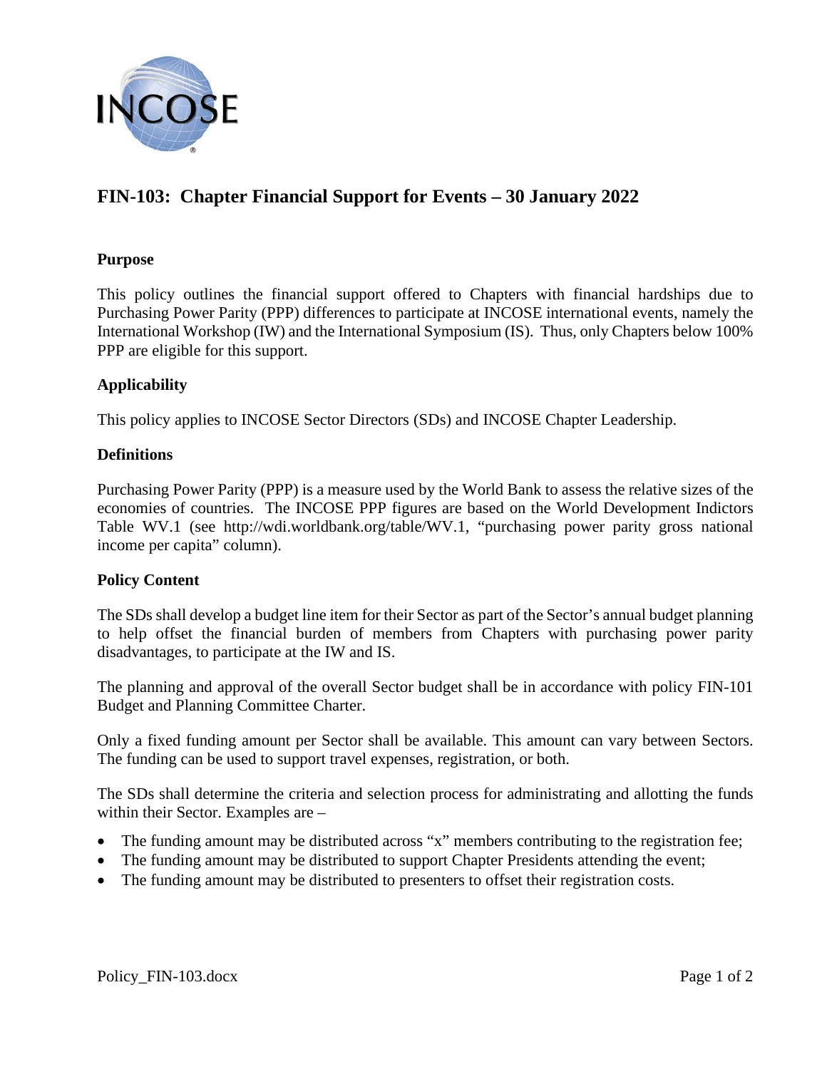# FIN-103: Chapter Financial Support for Events – 30 January 2022

## Purpose

This policy outlines the financial support offered to Chapters with financial hardships due to Purchasing Power Parity (PPP) differences to participate at INCOSE international events, namely the International Workshop (IW) and the International Symposium (IS). Thus, only Chapters below 100% PPP are eligible for this support.

## Applicability

This policy applies to INCOSE Sector Directors (SDs) and INCOSE Chapter Leadership.

## Definitions

Purchasing Power Parity (PPP) is a measure used by the World Bank to assess the relative sizes of the economies of countries. The INCOSE PPP figures are based on the World Development Indictors Table WV.1 (see http://wdi.worldbank.org/table/WV.1, "purchasing power parity gross national income per capita" column).

## Policy Content

The SDs shall develop a budget line item for their Sector as part of the Sector's annual budget planning to help offset the financial burden of members from Chapters with purchasing power parity disadvantages, to participate at the IW and IS.

The planning and approval of the overall Sector budget shall be in accordance with policy FIN-101 Budget and Planning Committee Charter.

Only a fixed funding amount per Sector shall be available. This amount can vary between Sectors. The funding can be used to support travel expenses, registration, or both.

The SDs shall determine the criteria and selection process for administrating and allotting the funds within their Sector. Examples are –

- The funding amount may be distributed across "x" members contributing to the registration fee;
- The funding amount may be distributed to support Chapter Presidents attending the event;
- The funding amount may be distributed to presenters to offset their registration costs.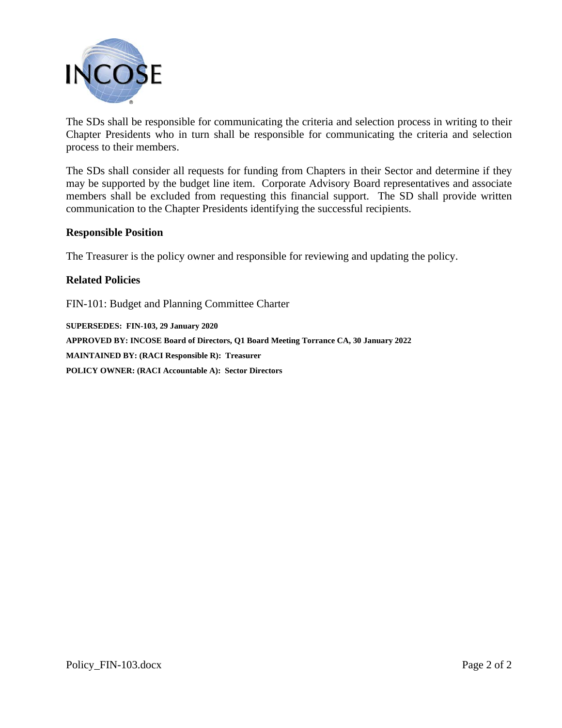The SDs shall be responsible for communicating the criteria and selection process in writing to their Chapter Presidents who in turn shall be responsible for communicating the criteria and selection process to their members.

The SDs shall consider all requests for funding from Chapters in their Sector and determine if they may be supported by the budget line item. Corporate Advisory Board representatives and associate members shall be excluded from requesting this financial support. The SD shall provide written communication to the Chapter Presidents identifying the successful recipients.

### Responsible Position

The Treasurer is the policy owner and responsible for reviewing and updating the policy.

### Related Policies

FIN-101: Budget and Planning Committee Charter

**SUPERSEDES: FIN-103, 29 January 2020**

**APPROVED BY: INCOSE Board of Directors, Q1 Board Meeting Torrance CA, 30 January 2022**

**MAINTAINED BY: (RACI Responsible R): Treasurer**

**POLICY OWNER: (RACI Accountable A): Sector Directors**